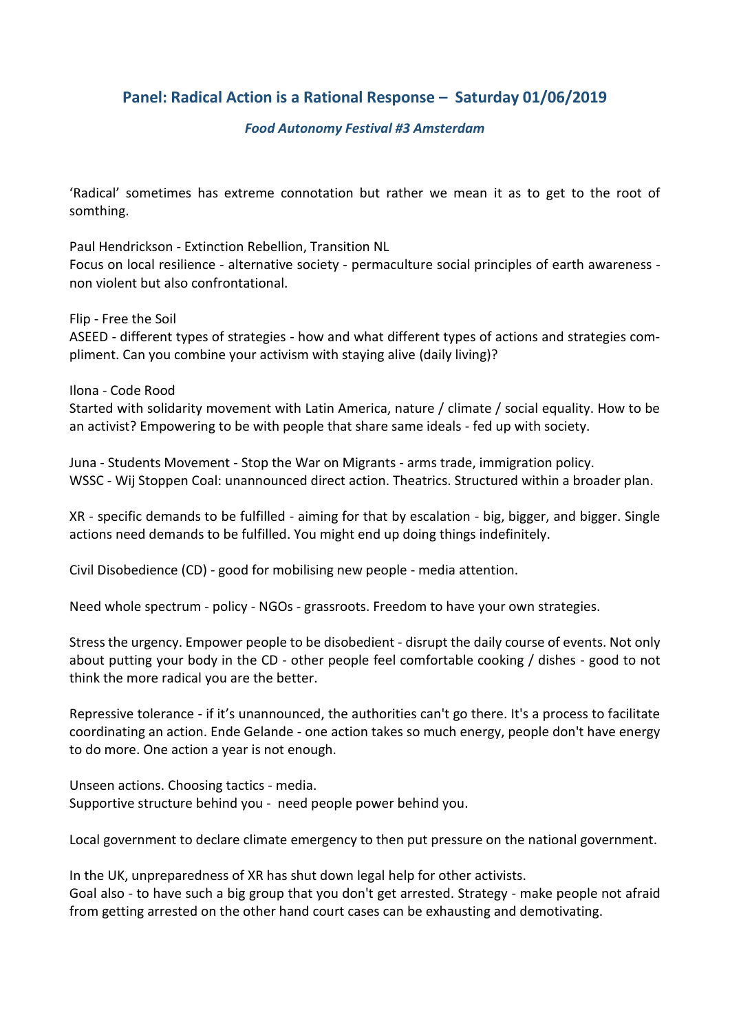## Panel: Radical Action is a Rational Response – Saturday 01/06/2019

***Food Autonomy Festival #3 Amsterdam***

'Radical' sometimes has extreme connotation but rather we mean it as to get to the root of somthing.

Paul Hendrickson - Extinction Rebellion, Transition NL
Focus on local resilience - alternative society - permaculture social principles of earth awareness - non violent but also confrontational.

Flip - Free the Soil
ASEED - different types of strategies - how and what different types of actions and strategies compliment. Can you combine your activism with staying alive (daily living)?

Ilona - Code Rood
Started with solidarity movement with Latin America, nature / climate / social equality. How to be an activist? Empowering to be with people that share same ideals - fed up with society.

Juna - Students Movement - Stop the War on Migrants - arms trade, immigration policy.
WSSC - Wij Stoppen Coal: unannounced direct action. Theatrics. Structured within a broader plan.

XR - specific demands to be fulfilled - aiming for that by escalation - big, bigger, and bigger. Single actions need demands to be fulfilled. You might end up doing things indefinitely.

Civil Disobedience (CD) - good for mobilising new people - media attention.

Need whole spectrum - policy - NGOs - grassroots. Freedom to have your own strategies.

Stress the urgency. Empower people to be disobedient - disrupt the daily course of events. Not only about putting your body in the CD - other people feel comfortable cooking / dishes - good to not think the more radical you are the better.

Repressive tolerance - if it's unannounced, the authorities can't go there. It's a process to facilitate coordinating an action. Ende Gelande - one action takes so much energy, people don't have energy to do more. One action a year is not enough.

Unseen actions. Choosing tactics - media.
Supportive structure behind you - need people power behind you.

Local government to declare climate emergency to then put pressure on the national government.

In the UK, unpreparedness of XR has shut down legal help for other activists.
Goal also - to have such a big group that you don't get arrested. Strategy - make people not afraid from getting arrested on the other hand court cases can be exhausting and demotivating.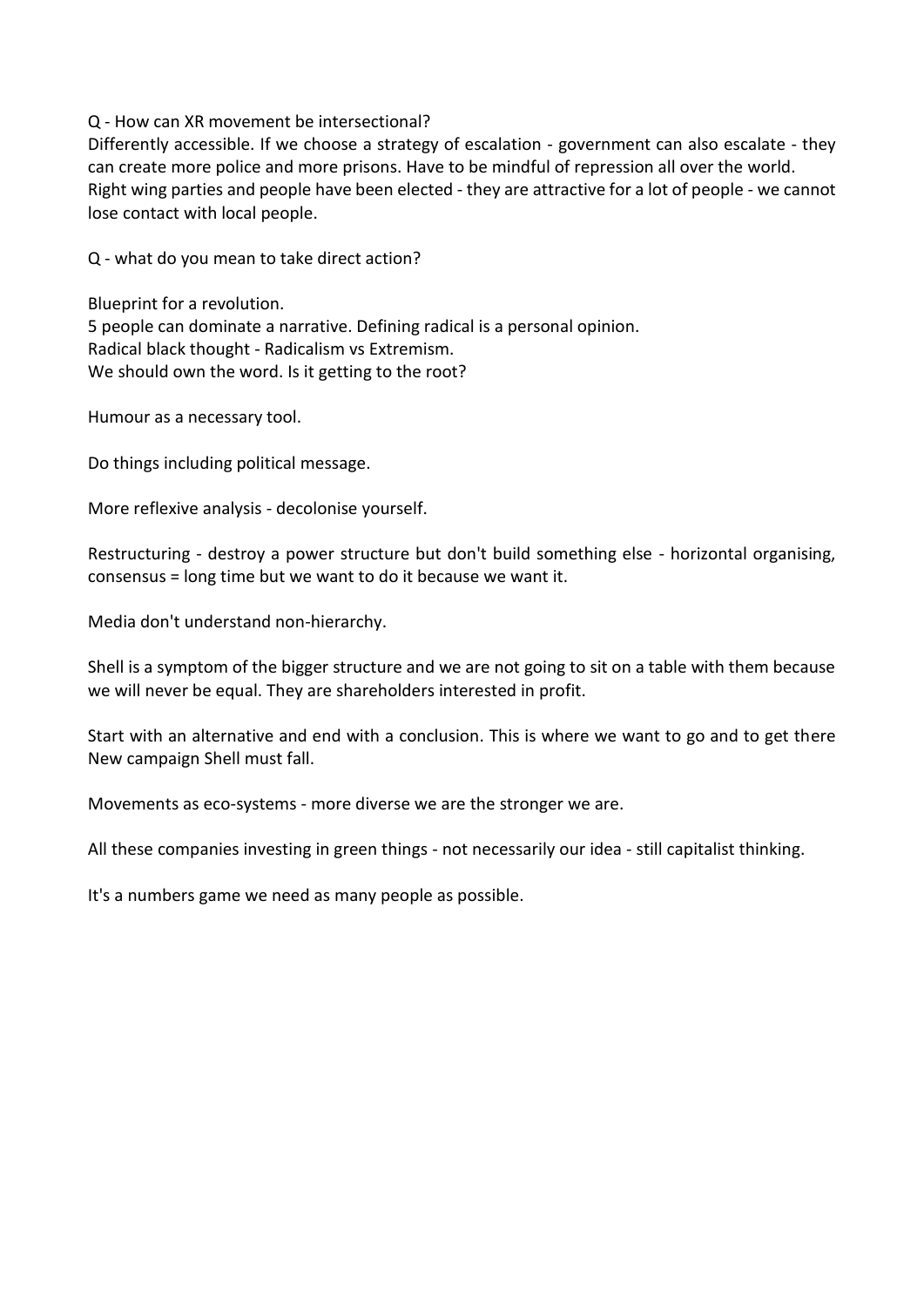Q - How can XR movement be intersectional?
Differently accessible. If we choose a strategy of escalation - government can also escalate - they can create more police and more prisons. Have to be mindful of repression all over the world.
Right wing parties and people have been elected - they are attractive for a lot of people - we cannot lose contact with local people.

Q - what do you mean to take direct action?

Blueprint for a revolution.
5 people can dominate a narrative. Defining radical is a personal opinion.
Radical black thought - Radicalism vs Extremism.
We should own the word. Is it getting to the root?

Humour as a necessary tool.

Do things including political message.

More reflexive analysis - decolonise yourself.

Restructuring - destroy a power structure but don't build something else - horizontal organising, consensus = long time but we want to do it because we want it.

Media don't understand non-hierarchy.

Shell is a symptom of the bigger structure and we are not going to sit on a table with them because we will never be equal. They are shareholders interested in profit.

Start with an alternative and end with a conclusion. This is where we want to go and to get there
New campaign Shell must fall.

Movements as eco-systems - more diverse we are the stronger we are.

All these companies investing in green things - not necessarily our idea - still capitalist thinking.

It's a numbers game we need as many people as possible.